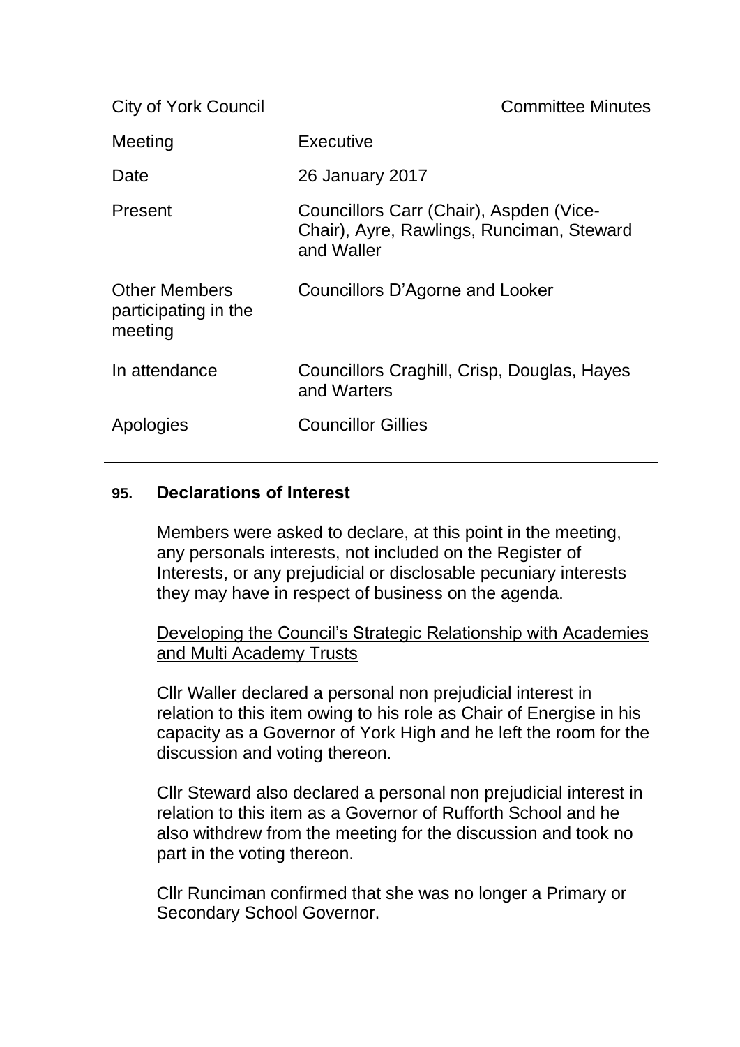City of York Council — Committee Minutes

| | |
|---|---|
| Meeting | Executive |
| Date | 26 January 2017 |
| Present | Councillors Carr (Chair), Aspden (Vice-Chair), Ayre, Rawlings, Runciman, Steward and Waller |
| Other Members participating in the meeting | Councillors D'Agorne and Looker |
| In attendance | Councillors Craghill, Crisp, Douglas, Hayes and Warters |
| Apologies | Councillor Gillies |

## 95. Declarations of Interest

Members were asked to declare, at this point in the meeting, any personals interests, not included on the Register of Interests, or any prejudicial or disclosable pecuniary interests they may have in respect of business on the agenda.

Developing the Council's Strategic Relationship with Academies and Multi Academy Trusts

Cllr Waller declared a personal non prejudicial interest in relation to this item owing to his role as Chair of Energise in his capacity as a Governor of York High and he left the room for the discussion and voting thereon.

Cllr Steward also declared a personal non prejudicial interest in relation to this item as a Governor of Rufforth School and he also withdrew from the meeting for the discussion and took no part in the voting thereon.

Cllr Runciman confirmed that she was no longer a Primary or Secondary School Governor.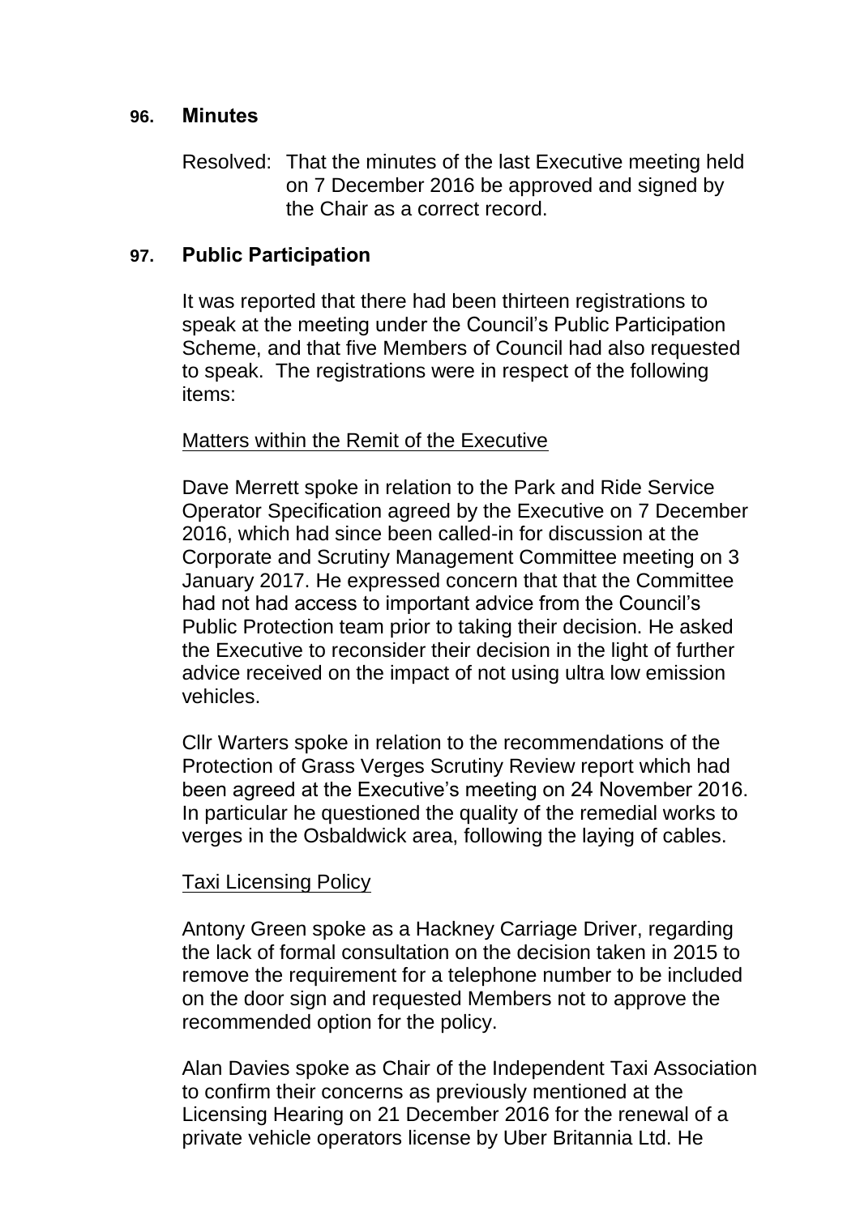## 96. Minutes

Resolved: That the minutes of the last Executive meeting held on 7 December 2016 be approved and signed by the Chair as a correct record.

## 97. Public Participation

It was reported that there had been thirteen registrations to speak at the meeting under the Council's Public Participation Scheme, and that five Members of Council had also requested to speak. The registrations were in respect of the following items:

Matters within the Remit of the Executive

Dave Merrett spoke in relation to the Park and Ride Service Operator Specification agreed by the Executive on 7 December 2016, which had since been called-in for discussion at the Corporate and Scrutiny Management Committee meeting on 3 January 2017. He expressed concern that that the Committee had not had access to important advice from the Council's Public Protection team prior to taking their decision. He asked the Executive to reconsider their decision in the light of further advice received on the impact of not using ultra low emission vehicles.

Cllr Warters spoke in relation to the recommendations of the Protection of Grass Verges Scrutiny Review report which had been agreed at the Executive's meeting on 24 November 2016. In particular he questioned the quality of the remedial works to verges in the Osbaldwick area, following the laying of cables.

Taxi Licensing Policy

Antony Green spoke as a Hackney Carriage Driver, regarding the lack of formal consultation on the decision taken in 2015 to remove the requirement for a telephone number to be included on the door sign and requested Members not to approve the recommended option for the policy.

Alan Davies spoke as Chair of the Independent Taxi Association to confirm their concerns as previously mentioned at the Licensing Hearing on 21 December 2016 for the renewal of a private vehicle operators license by Uber Britannia Ltd. He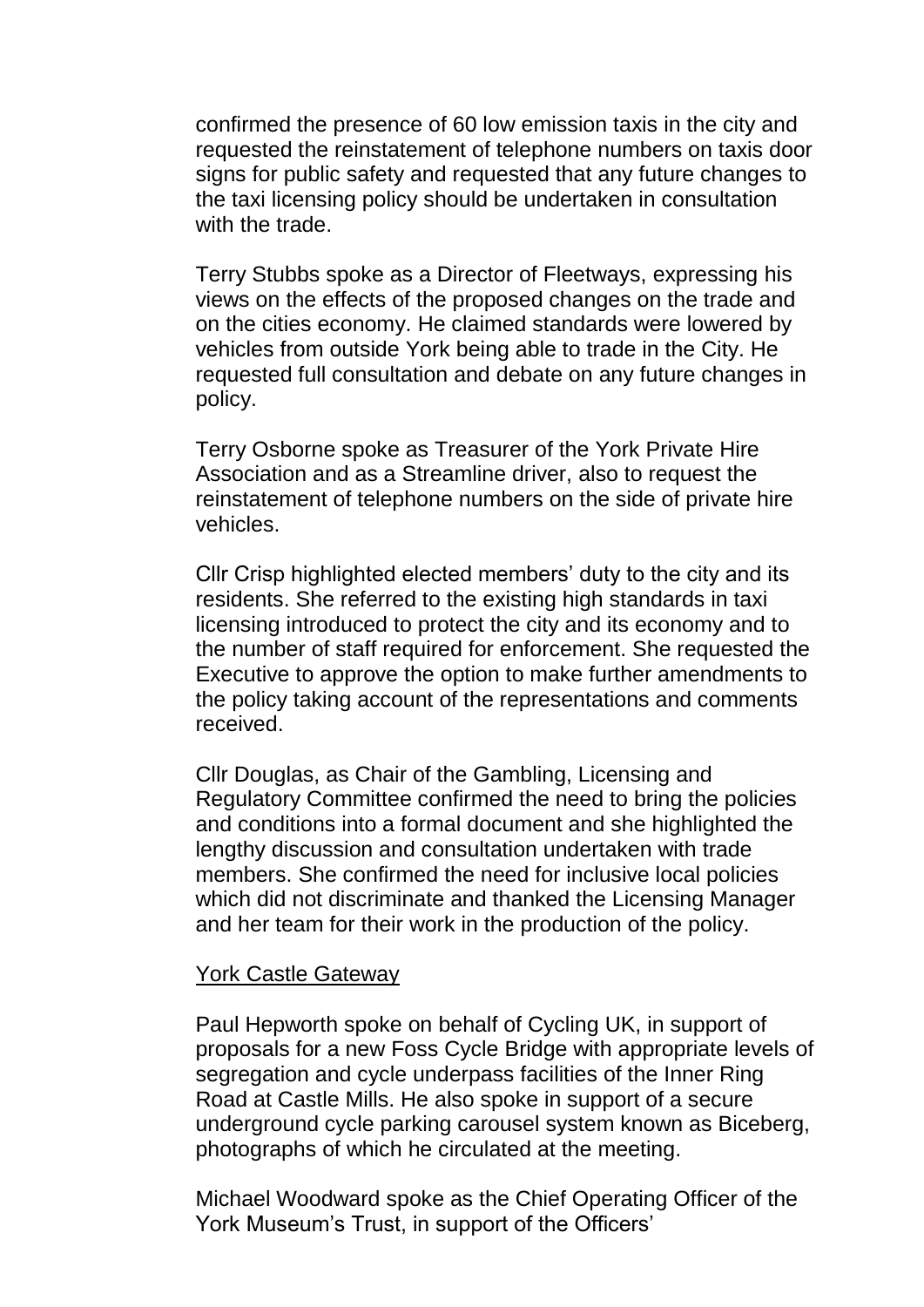confirmed the presence of 60 low emission taxis in the city and requested the reinstatement of telephone numbers on taxis door signs for public safety and requested that any future changes to the taxi licensing policy should be undertaken in consultation with the trade.

Terry Stubbs spoke as a Director of Fleetways, expressing his views on the effects of the proposed changes on the trade and on the cities economy. He claimed standards were lowered by vehicles from outside York being able to trade in the City. He requested full consultation and debate on any future changes in policy.

Terry Osborne spoke as Treasurer of the York Private Hire Association and as a Streamline driver, also to request the reinstatement of telephone numbers on the side of private hire vehicles.

Cllr Crisp highlighted elected members' duty to the city and its residents. She referred to the existing high standards in taxi licensing introduced to protect the city and its economy and to the number of staff required for enforcement. She requested the Executive to approve the option to make further amendments to the policy taking account of the representations and comments received.

Cllr Douglas, as Chair of the Gambling, Licensing and Regulatory Committee confirmed the need to bring the policies and conditions into a formal document and she highlighted the lengthy discussion and consultation undertaken with trade members. She confirmed the need for inclusive local policies which did not discriminate and thanked the Licensing Manager and her team for their work in the production of the policy.

York Castle Gateway

Paul Hepworth spoke on behalf of Cycling UK, in support of proposals for a new Foss Cycle Bridge with appropriate levels of segregation and cycle underpass facilities of the Inner Ring Road at Castle Mills. He also spoke in support of a secure underground cycle parking carousel system known as Biceberg, photographs of which he circulated at the meeting.

Michael Woodward spoke as the Chief Operating Officer of the York Museum's Trust, in support of the Officers'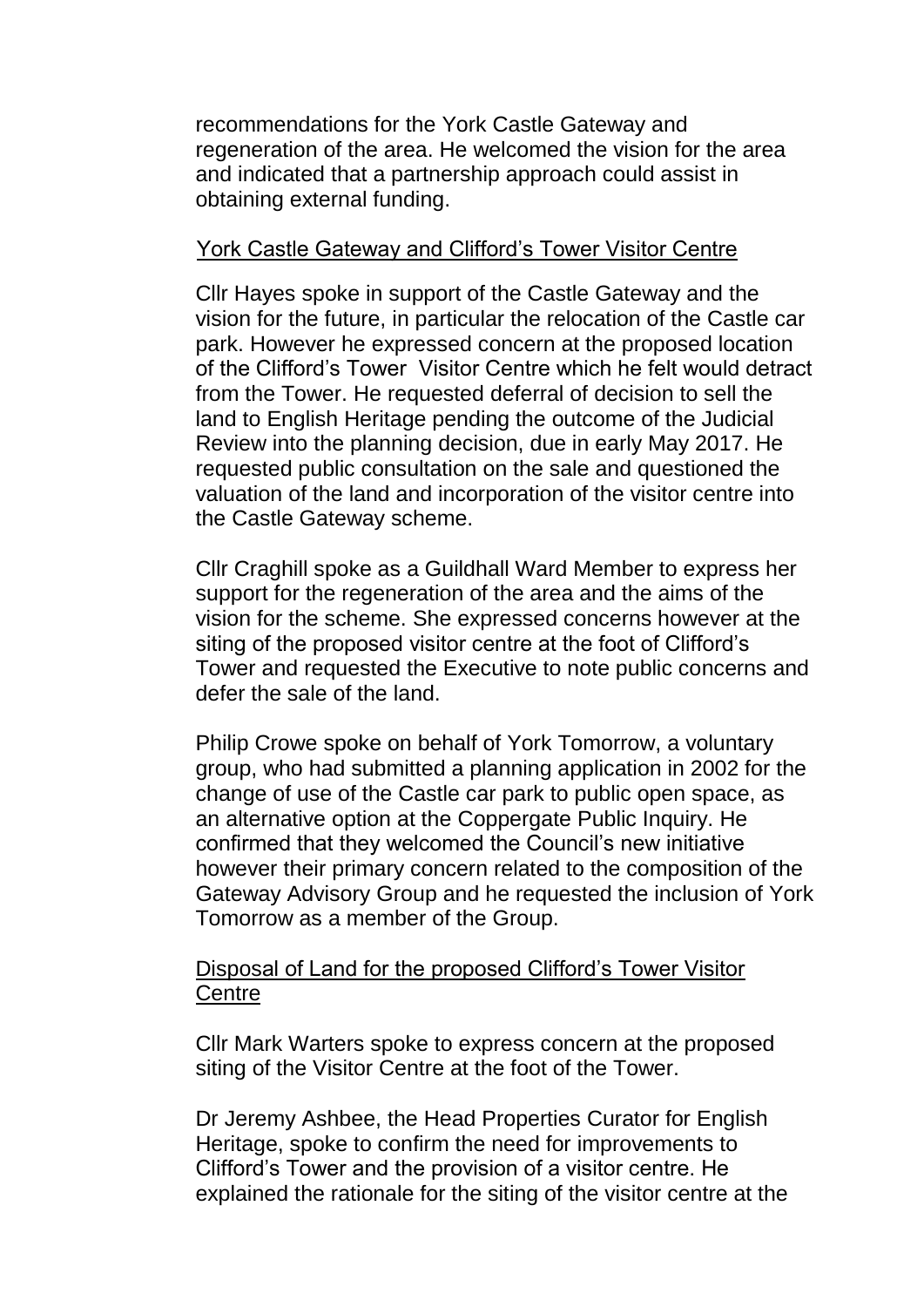recommendations for the York Castle Gateway and regeneration of the area. He welcomed the vision for the area and indicated that a partnership approach could assist in obtaining external funding.

York Castle Gateway and Clifford's Tower Visitor Centre

Cllr Hayes spoke in support of the Castle Gateway and the vision for the future, in particular the relocation of the Castle car park. However he expressed concern at the proposed location of the Clifford's Tower Visitor Centre which he felt would detract from the Tower. He requested deferral of decision to sell the land to English Heritage pending the outcome of the Judicial Review into the planning decision, due in early May 2017. He requested public consultation on the sale and questioned the valuation of the land and incorporation of the visitor centre into the Castle Gateway scheme.

Cllr Craghill spoke as a Guildhall Ward Member to express her support for the regeneration of the area and the aims of the vision for the scheme. She expressed concerns however at the siting of the proposed visitor centre at the foot of Clifford's Tower and requested the Executive to note public concerns and defer the sale of the land.

Philip Crowe spoke on behalf of York Tomorrow, a voluntary group, who had submitted a planning application in 2002 for the change of use of the Castle car park to public open space, as an alternative option at the Coppergate Public Inquiry. He confirmed that they welcomed the Council's new initiative however their primary concern related to the composition of the Gateway Advisory Group and he requested the inclusion of York Tomorrow as a member of the Group.

Disposal of Land for the proposed Clifford's Tower Visitor Centre

Cllr Mark Warters spoke to express concern at the proposed siting of the Visitor Centre at the foot of the Tower.

Dr Jeremy Ashbee, the Head Properties Curator for English Heritage, spoke to confirm the need for improvements to Clifford's Tower and the provision of a visitor centre. He explained the rationale for the siting of the visitor centre at the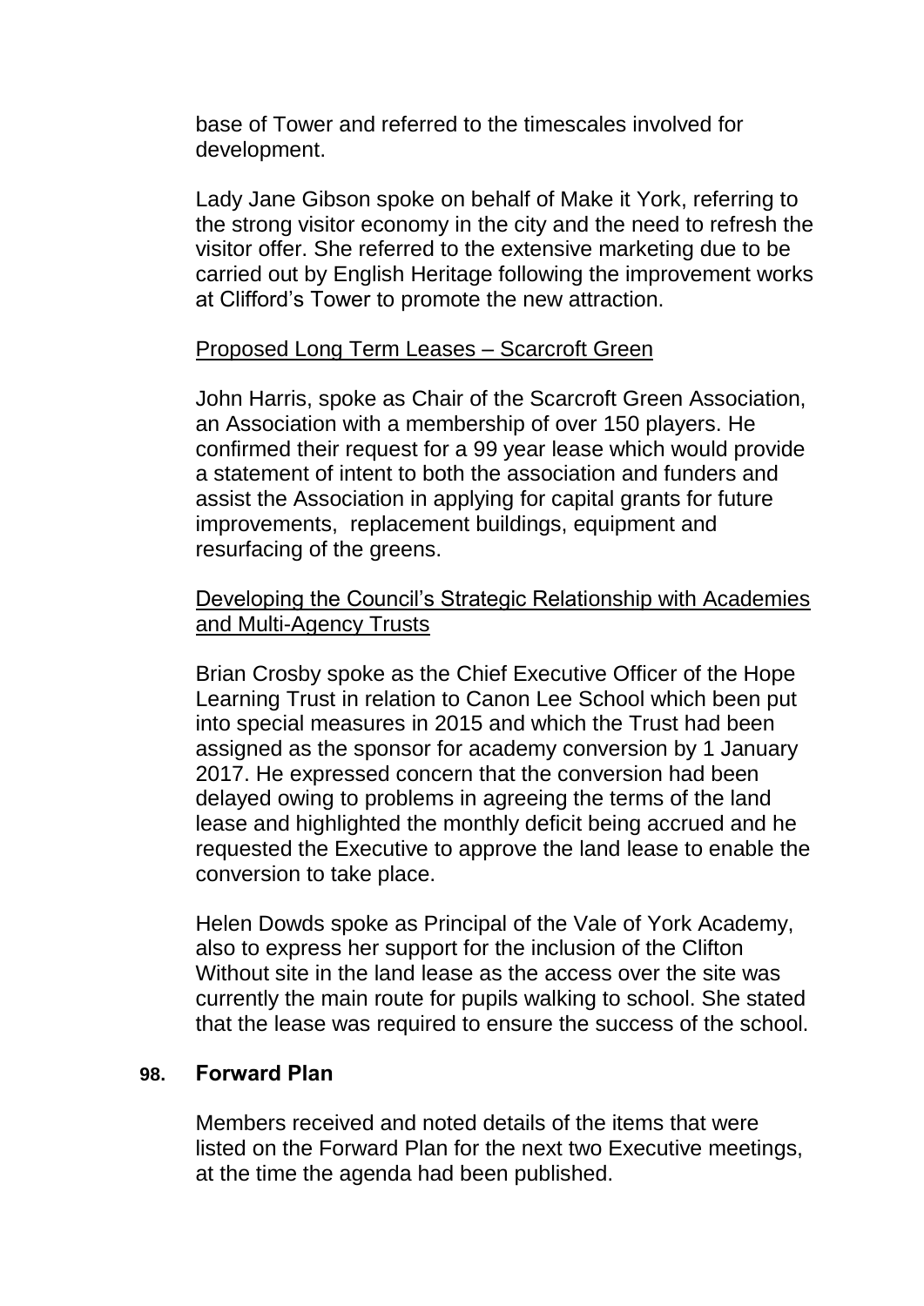base of Tower and referred to the timescales involved for development.

Lady Jane Gibson spoke on behalf of Make it York, referring to the strong visitor economy in the city and the need to refresh the visitor offer. She referred to the extensive marketing due to be carried out by English Heritage following the improvement works at Clifford's Tower to promote the new attraction.

Proposed Long Term Leases – Scarcroft Green

John Harris, spoke as Chair of the Scarcroft Green Association, an Association with a membership of over 150 players. He confirmed their request for a 99 year lease which would provide a statement of intent to both the association and funders and assist the Association in applying for capital grants for future improvements, replacement buildings, equipment and resurfacing of the greens.

Developing the Council's Strategic Relationship with Academies and Multi-Agency Trusts

Brian Crosby spoke as the Chief Executive Officer of the Hope Learning Trust in relation to Canon Lee School which been put into special measures in 2015 and which the Trust had been assigned as the sponsor for academy conversion by 1 January 2017. He expressed concern that the conversion had been delayed owing to problems in agreeing the terms of the land lease and highlighted the monthly deficit being accrued and he requested the Executive to approve the land lease to enable the conversion to take place.

Helen Dowds spoke as Principal of the Vale of York Academy, also to express her support for the inclusion of the Clifton Without site in the land lease as the access over the site was currently the main route for pupils walking to school. She stated that the lease was required to ensure the success of the school.

## 98. Forward Plan

Members received and noted details of the items that were listed on the Forward Plan for the next two Executive meetings, at the time the agenda had been published.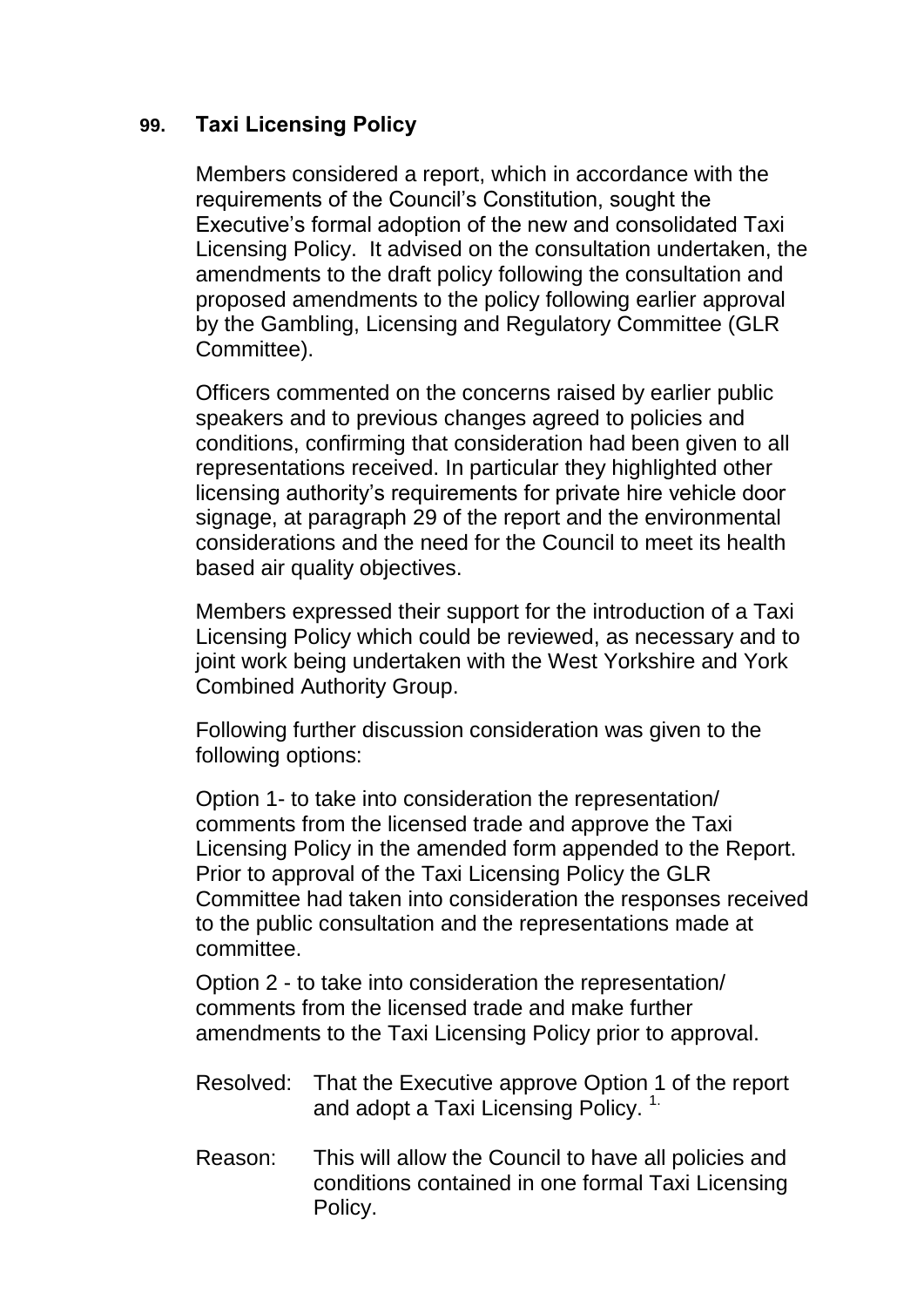### 99. Taxi Licensing Policy

Members considered a report, which in accordance with the requirements of the Council's Constitution, sought the Executive's formal adoption of the new and consolidated Taxi Licensing Policy. It advised on the consultation undertaken, the amendments to the draft policy following the consultation and proposed amendments to the policy following earlier approval by the Gambling, Licensing and Regulatory Committee (GLR Committee).

Officers commented on the concerns raised by earlier public speakers and to previous changes agreed to policies and conditions, confirming that consideration had been given to all representations received. In particular they highlighted other licensing authority's requirements for private hire vehicle door signage, at paragraph 29 of the report and the environmental considerations and the need for the Council to meet its health based air quality objectives.

Members expressed their support for the introduction of a Taxi Licensing Policy which could be reviewed, as necessary and to joint work being undertaken with the West Yorkshire and York Combined Authority Group.

Following further discussion consideration was given to the following options:

Option 1- to take into consideration the representation/ comments from the licensed trade and approve the Taxi Licensing Policy in the amended form appended to the Report. Prior to approval of the Taxi Licensing Policy the GLR Committee had taken into consideration the responses received to the public consultation and the representations made at committee.

Option 2 - to take into consideration the representation/ comments from the licensed trade and make further amendments to the Taxi Licensing Policy prior to approval.

Resolved: That the Executive approve Option 1 of the report and adopt a Taxi Licensing Policy. [1.]

Reason: This will allow the Council to have all policies and conditions contained in one formal Taxi Licensing Policy.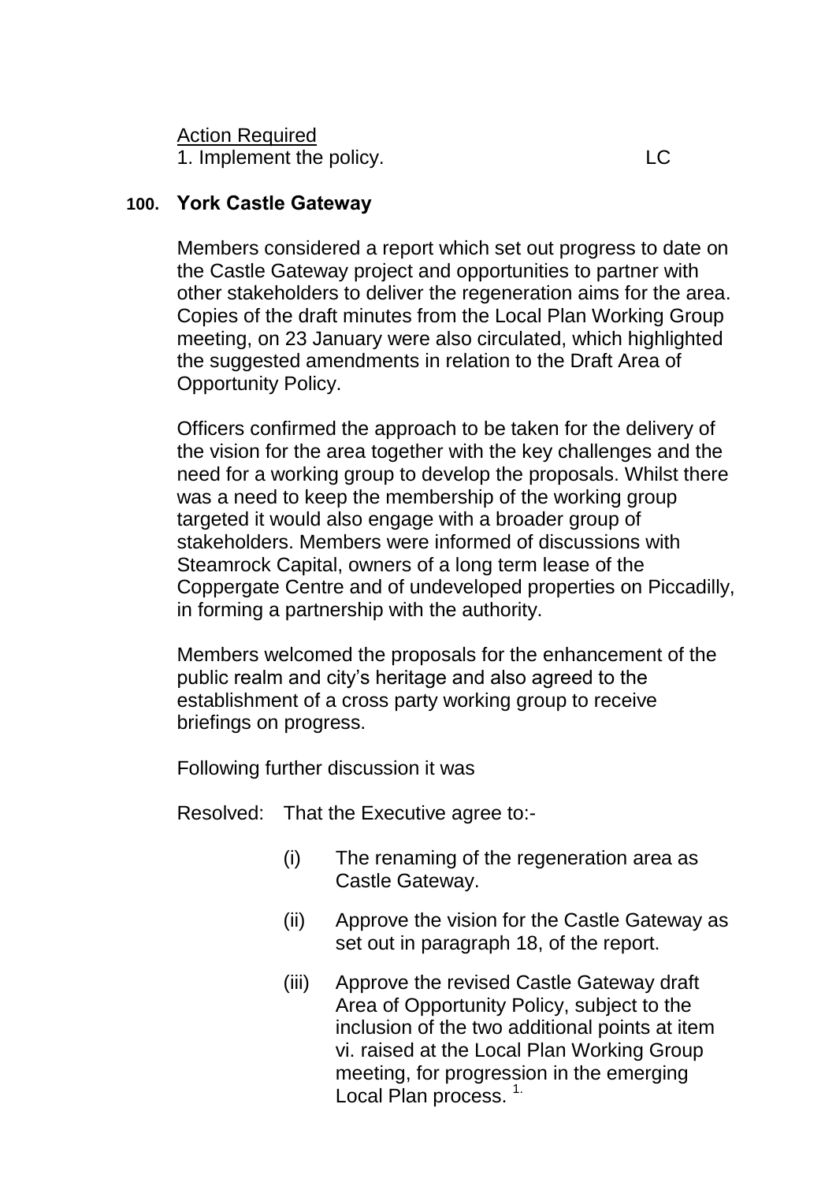Action Required
1. Implement the policy. LC

## 100. York Castle Gateway

Members considered a report which set out progress to date on the Castle Gateway project and opportunities to partner with other stakeholders to deliver the regeneration aims for the area. Copies of the draft minutes from the Local Plan Working Group meeting, on 23 January were also circulated, which highlighted the suggested amendments in relation to the Draft Area of Opportunity Policy.

Officers confirmed the approach to be taken for the delivery of the vision for the area together with the key challenges and the need for a working group to develop the proposals. Whilst there was a need to keep the membership of the working group targeted it would also engage with a broader group of stakeholders. Members were informed of discussions with Steamrock Capital, owners of a long term lease of the Coppergate Centre and of undeveloped properties on Piccadilly, in forming a partnership with the authority.

Members welcomed the proposals for the enhancement of the public realm and city's heritage and also agreed to the establishment of a cross party working group to receive briefings on progress.

Following further discussion it was

Resolved: That the Executive agree to:-

(i) The renaming of the regeneration area as Castle Gateway.

(ii) Approve the vision for the Castle Gateway as set out in paragraph 18, of the report.

(iii) Approve the revised Castle Gateway draft Area of Opportunity Policy, subject to the inclusion of the two additional points at item vi. raised at the Local Plan Working Group meeting, for progression in the emerging Local Plan process. [1.]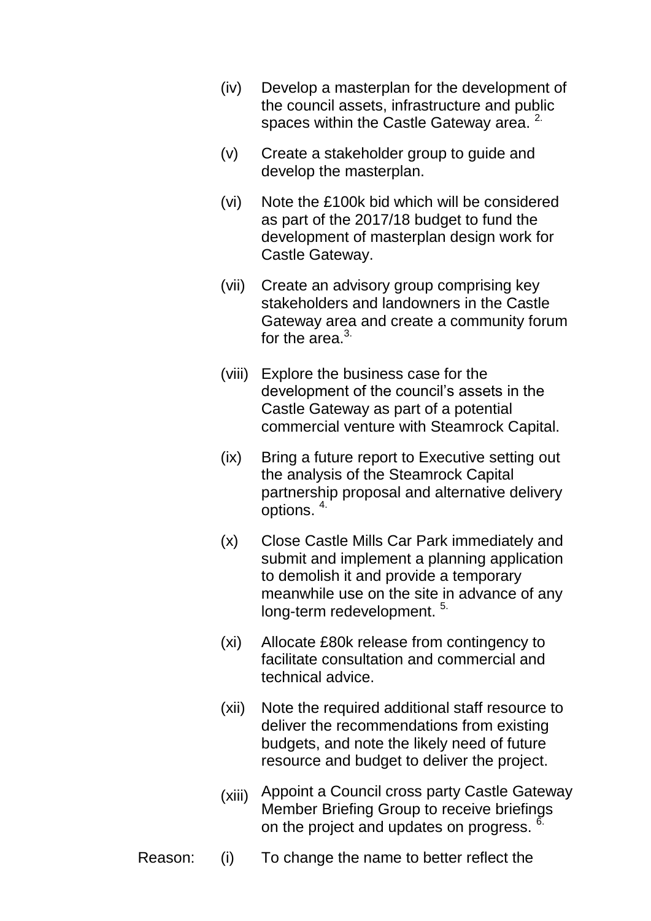(iv) Develop a masterplan for the development of the council assets, infrastructure and public spaces within the Castle Gateway area. [2.]

(v) Create a stakeholder group to guide and develop the masterplan.

(vi) Note the £100k bid which will be considered as part of the 2017/18 budget to fund the development of masterplan design work for Castle Gateway.

(vii) Create an advisory group comprising key stakeholders and landowners in the Castle Gateway area and create a community forum for the area.[3.]

(viii) Explore the business case for the development of the council's assets in the Castle Gateway as part of a potential commercial venture with Steamrock Capital.

(ix) Bring a future report to Executive setting out the analysis of the Steamrock Capital partnership proposal and alternative delivery options. [4.]

(x) Close Castle Mills Car Park immediately and submit and implement a planning application to demolish it and provide a temporary meanwhile use on the site in advance of any long-term redevelopment. [5.]

(xi) Allocate £80k release from contingency to facilitate consultation and commercial and technical advice.

(xii) Note the required additional staff resource to deliver the recommendations from existing budgets, and note the likely need of future resource and budget to deliver the project.

(xiii) Appoint a Council cross party Castle Gateway Member Briefing Group to receive briefings on the project and updates on progress. [6.]

Reason: (i) To change the name to better reflect the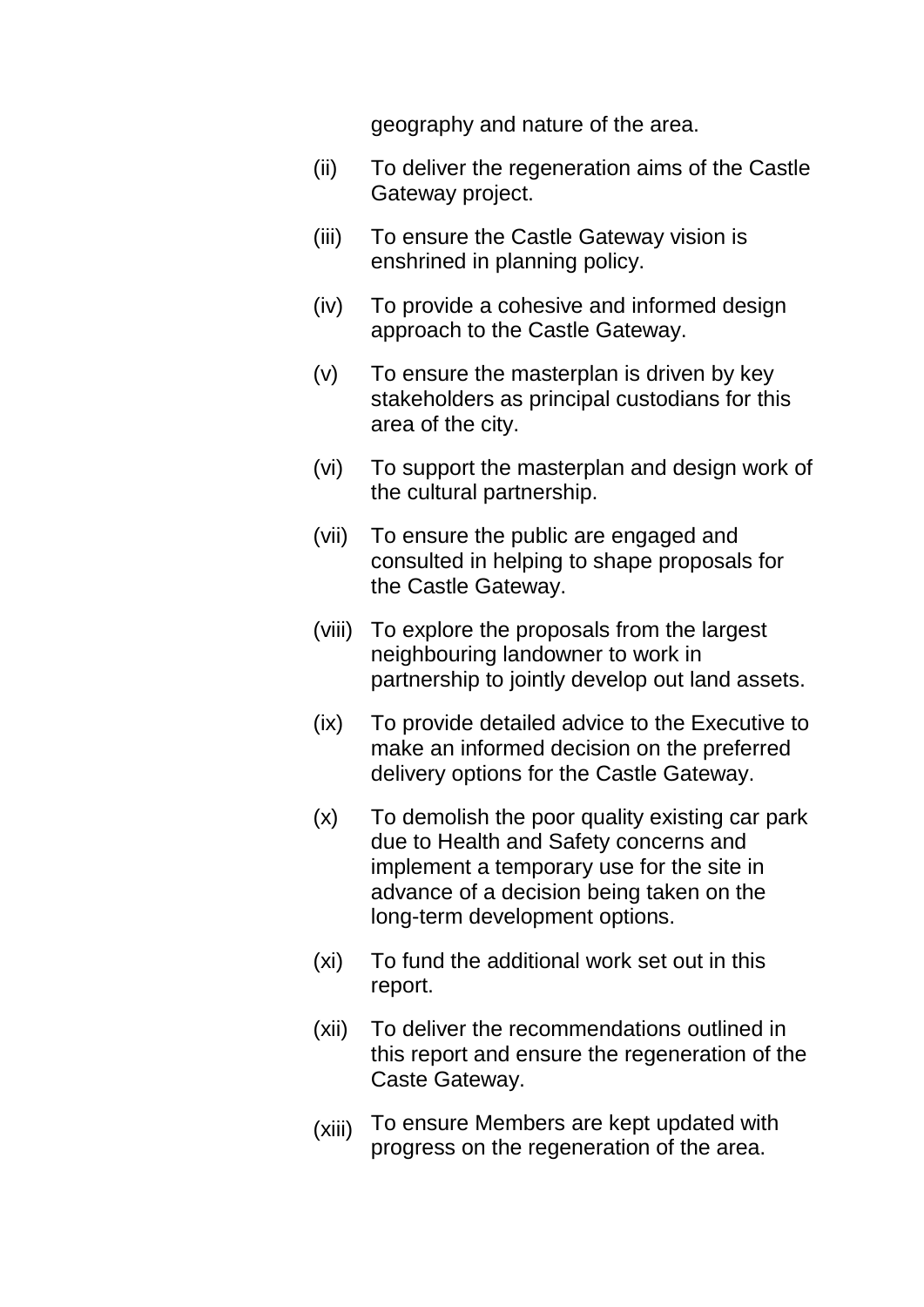geography and nature of the area.

(ii) To deliver the regeneration aims of the Castle Gateway project.

(iii) To ensure the Castle Gateway vision is enshrined in planning policy.

(iv) To provide a cohesive and informed design approach to the Castle Gateway.

(v) To ensure the masterplan is driven by key stakeholders as principal custodians for this area of the city.

(vi) To support the masterplan and design work of the cultural partnership.

(vii) To ensure the public are engaged and consulted in helping to shape proposals for the Castle Gateway.

(viii) To explore the proposals from the largest neighbouring landowner to work in partnership to jointly develop out land assets.

(ix) To provide detailed advice to the Executive to make an informed decision on the preferred delivery options for the Castle Gateway.

(x) To demolish the poor quality existing car park due to Health and Safety concerns and implement a temporary use for the site in advance of a decision being taken on the long-term development options.

(xi) To fund the additional work set out in this report.

(xii) To deliver the recommendations outlined in this report and ensure the regeneration of the Caste Gateway.

(xiii) To ensure Members are kept updated with progress on the regeneration of the area.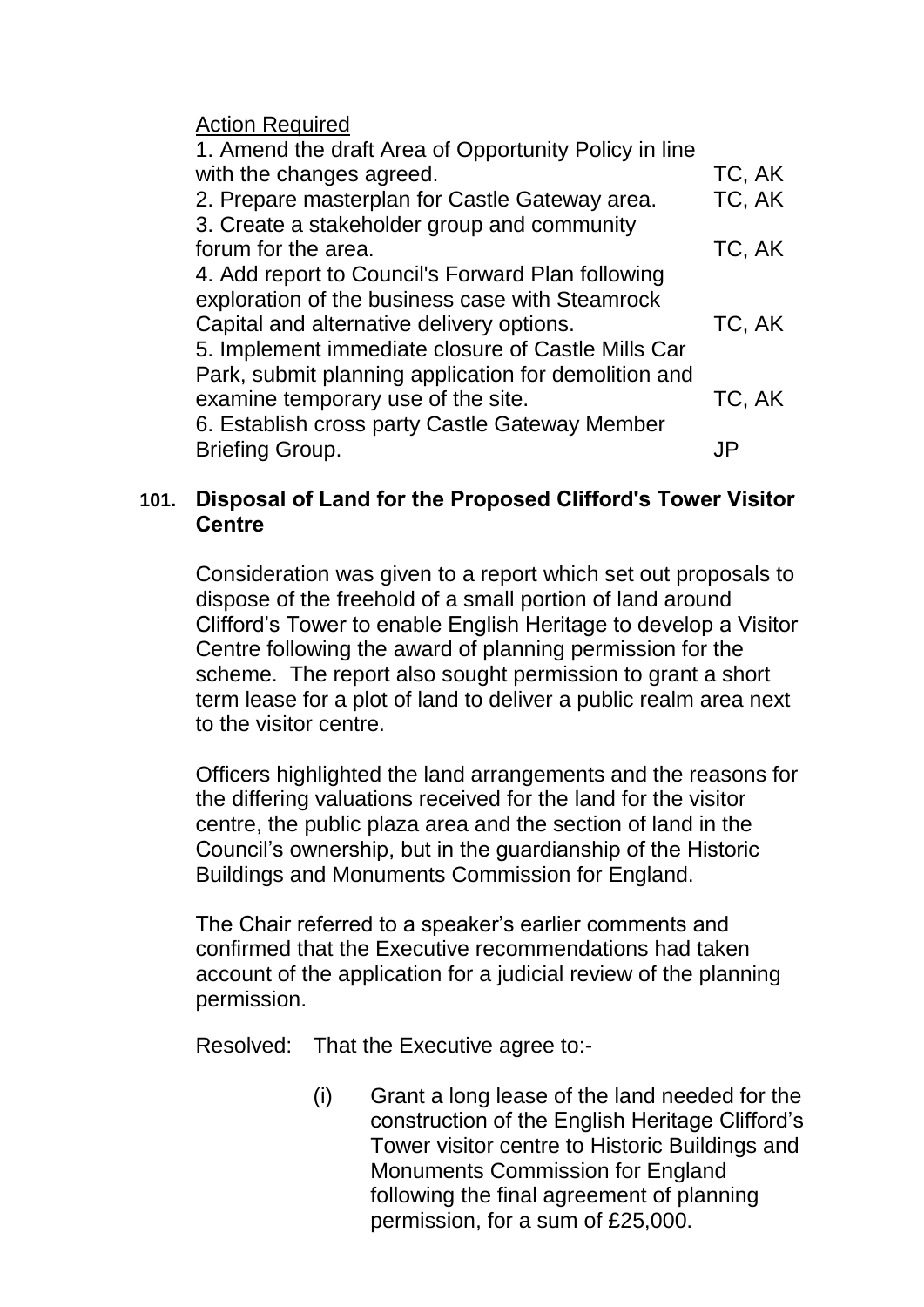Action Required

| | |
|---|---|
| 1. Amend the draft Area of Opportunity Policy in line with the changes agreed. | TC, AK |
| 2. Prepare masterplan for Castle Gateway area. | TC, AK |
| 3. Create a stakeholder group and community forum for the area. | TC, AK |
| 4. Add report to Council's Forward Plan following exploration of the business case with Steamrock Capital and alternative delivery options. | TC, AK |
| 5. Implement immediate closure of Castle Mills Car Park, submit planning application for demolition and examine temporary use of the site. | TC, AK |
| 6. Establish cross party Castle Gateway Member Briefing Group. | JP |

### 101. Disposal of Land for the Proposed Clifford's Tower Visitor Centre

Consideration was given to a report which set out proposals to dispose of the freehold of a small portion of land around Clifford's Tower to enable English Heritage to develop a Visitor Centre following the award of planning permission for the scheme. The report also sought permission to grant a short term lease for a plot of land to deliver a public realm area next to the visitor centre.

Officers highlighted the land arrangements and the reasons for the differing valuations received for the land for the visitor centre, the public plaza area and the section of land in the Council's ownership, but in the guardianship of the Historic Buildings and Monuments Commission for England.

The Chair referred to a speaker's earlier comments and confirmed that the Executive recommendations had taken account of the application for a judicial review of the planning permission.

Resolved: That the Executive agree to:-

(i) Grant a long lease of the land needed for the construction of the English Heritage Clifford's Tower visitor centre to Historic Buildings and Monuments Commission for England following the final agreement of planning permission, for a sum of £25,000.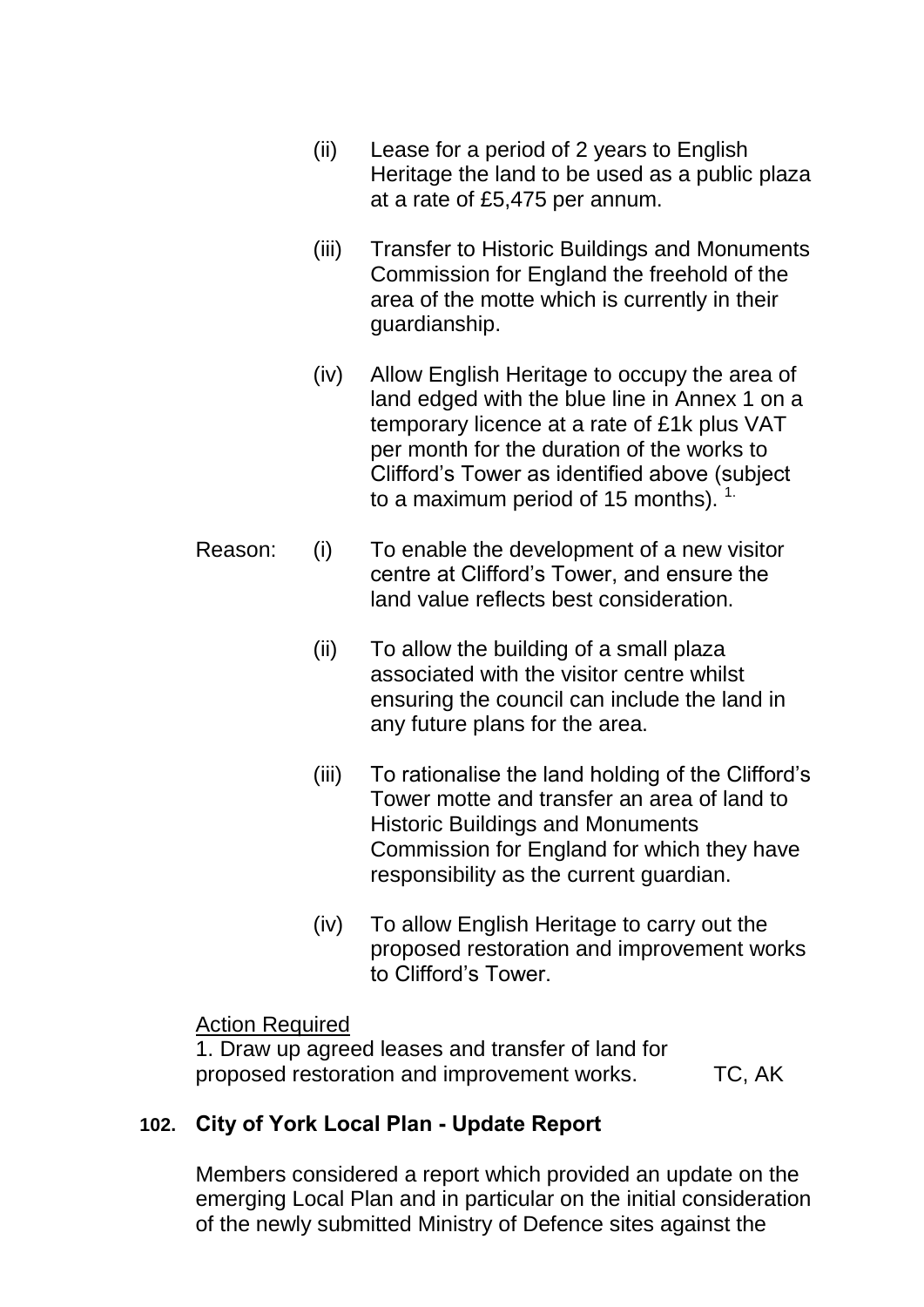(ii) Lease for a period of 2 years to English Heritage the land to be used as a public plaza at a rate of £5,475 per annum.

(iii) Transfer to Historic Buildings and Monuments Commission for England the freehold of the area of the motte which is currently in their guardianship.

(iv) Allow English Heritage to occupy the area of land edged with the blue line in Annex 1 on a temporary licence at a rate of £1k plus VAT per month for the duration of the works to Clifford's Tower as identified above (subject to a maximum period of 15 months). [1.]

Reason: (i) To enable the development of a new visitor centre at Clifford's Tower, and ensure the land value reflects best consideration.

(ii) To allow the building of a small plaza associated with the visitor centre whilst ensuring the council can include the land in any future plans for the area.

(iii) To rationalise the land holding of the Clifford's Tower motte and transfer an area of land to Historic Buildings and Monuments Commission for England for which they have responsibility as the current guardian.

(iv) To allow English Heritage to carry out the proposed restoration and improvement works to Clifford's Tower.

Action Required

1. Draw up agreed leases and transfer of land for proposed restoration and improvement works. TC, AK

**102. City of York Local Plan - Update Report**

Members considered a report which provided an update on the emerging Local Plan and in particular on the initial consideration of the newly submitted Ministry of Defence sites against the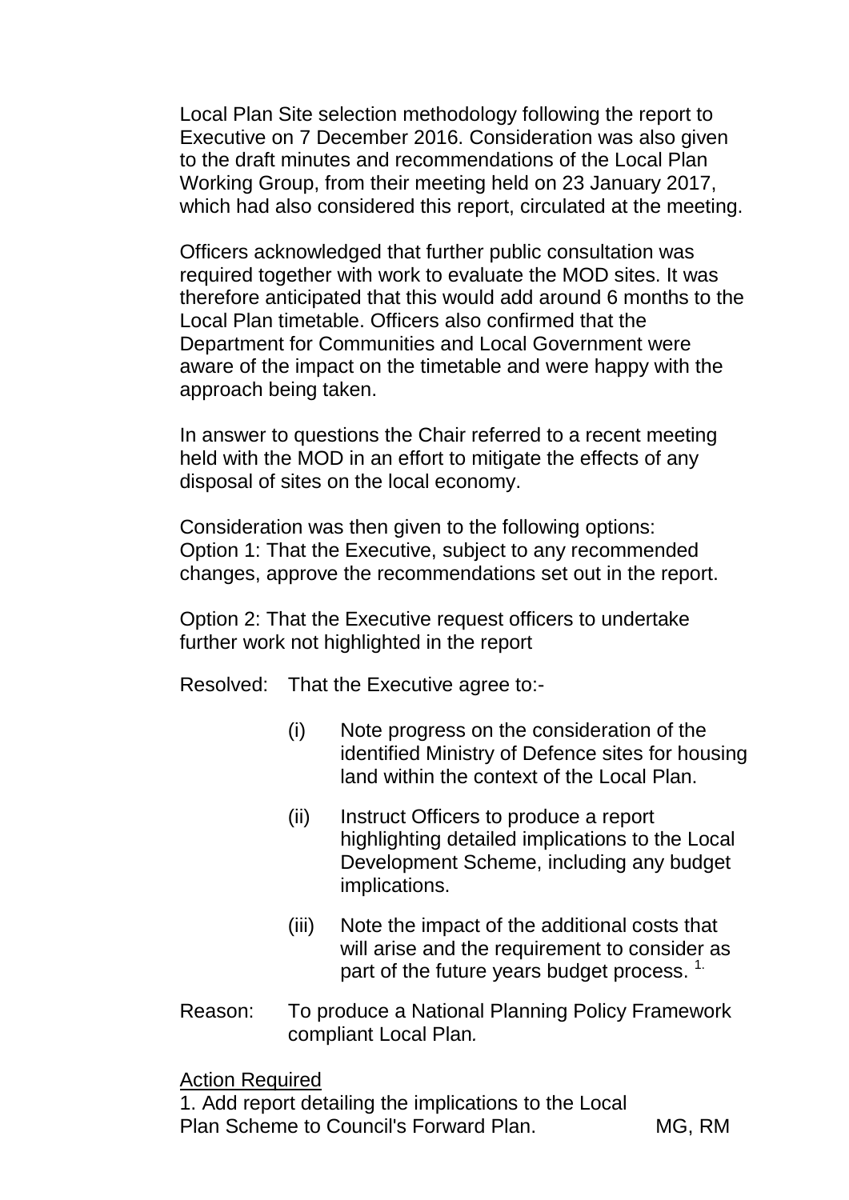Local Plan Site selection methodology following the report to Executive on 7 December 2016. Consideration was also given to the draft minutes and recommendations of the Local Plan Working Group, from their meeting held on 23 January 2017, which had also considered this report, circulated at the meeting.

Officers acknowledged that further public consultation was required together with work to evaluate the MOD sites. It was therefore anticipated that this would add around 6 months to the Local Plan timetable. Officers also confirmed that the Department for Communities and Local Government were aware of the impact on the timetable and were happy with the approach being taken.

In answer to questions the Chair referred to a recent meeting held with the MOD in an effort to mitigate the effects of any disposal of sites on the local economy.

Consideration was then given to the following options:
Option 1: That the Executive, subject to any recommended changes, approve the recommendations set out in the report.

Option 2: That the Executive request officers to undertake further work not highlighted in the report

Resolved: That the Executive agree to:-

(i) Note progress on the consideration of the identified Ministry of Defence sites for housing land within the context of the Local Plan.

(ii) Instruct Officers to produce a report highlighting detailed implications to the Local Development Scheme, including any budget implications.

(iii) Note the impact of the additional costs that will arise and the requirement to consider as part of the future years budget process. [1.]

Reason: To produce a National Planning Policy Framework compliant Local Plan.

Action Required
1. Add report detailing the implications to the Local Plan Scheme to Council's Forward Plan. MG, RM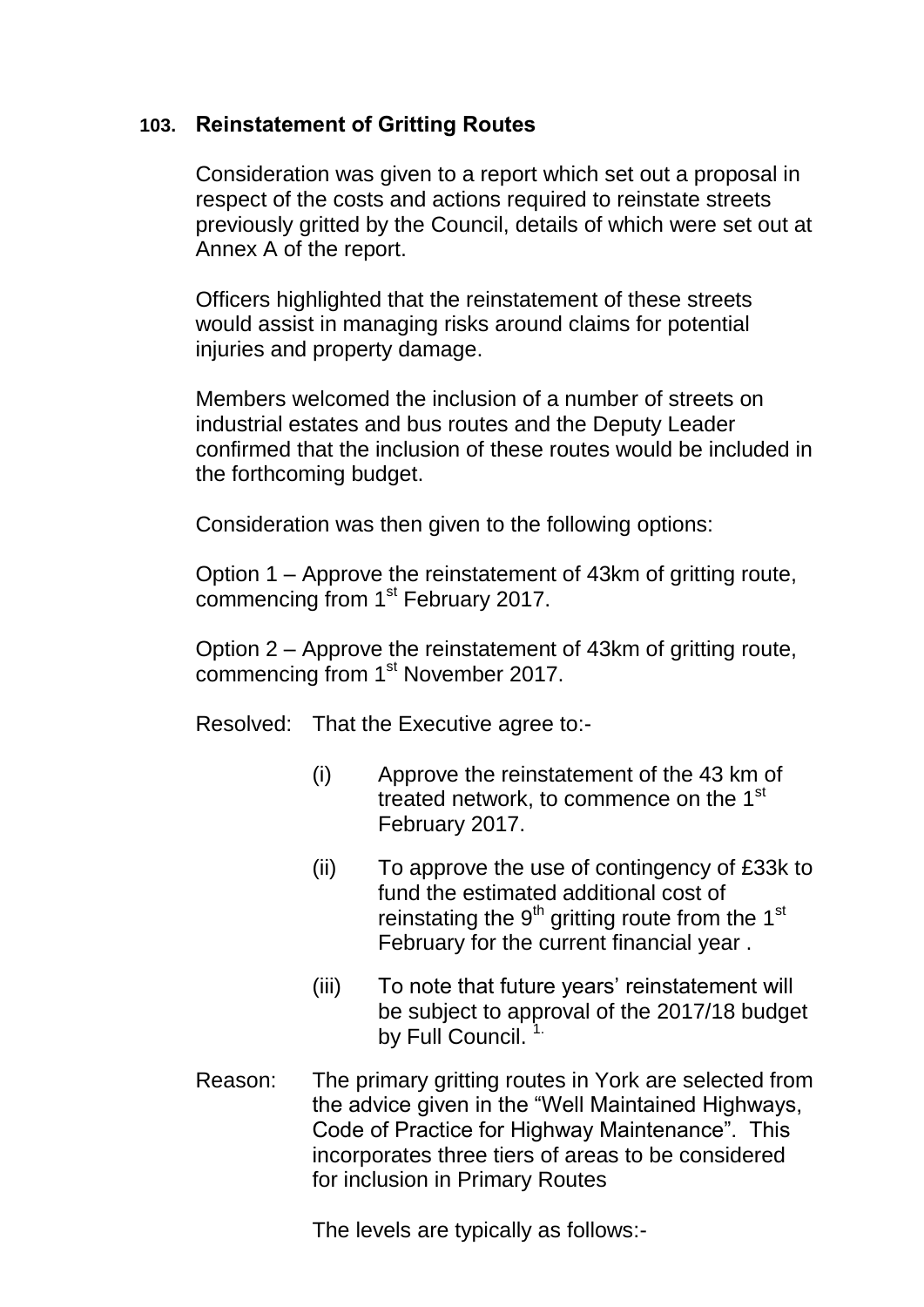### 103. Reinstatement of Gritting Routes

Consideration was given to a report which set out a proposal in respect of the costs and actions required to reinstate streets previously gritted by the Council, details of which were set out at Annex A of the report.

Officers highlighted that the reinstatement of these streets would assist in managing risks around claims for potential injuries and property damage.

Members welcomed the inclusion of a number of streets on industrial estates and bus routes and the Deputy Leader confirmed that the inclusion of these routes would be included in the forthcoming budget.

Consideration was then given to the following options:

Option 1 – Approve the reinstatement of 43km of gritting route, commencing from 1st February 2017.

Option 2 – Approve the reinstatement of 43km of gritting route, commencing from 1st November 2017.

Resolved: That the Executive agree to:-

(i) Approve the reinstatement of the 43 km of treated network, to commence on the 1st February 2017.

(ii) To approve the use of contingency of £33k to fund the estimated additional cost of reinstating the 9th gritting route from the 1st February for the current financial year .

(iii) To note that future years' reinstatement will be subject to approval of the 2017/18 budget by Full Council. [1.]

Reason: The primary gritting routes in York are selected from the advice given in the "Well Maintained Highways, Code of Practice for Highway Maintenance". This incorporates three tiers of areas to be considered for inclusion in Primary Routes

The levels are typically as follows:-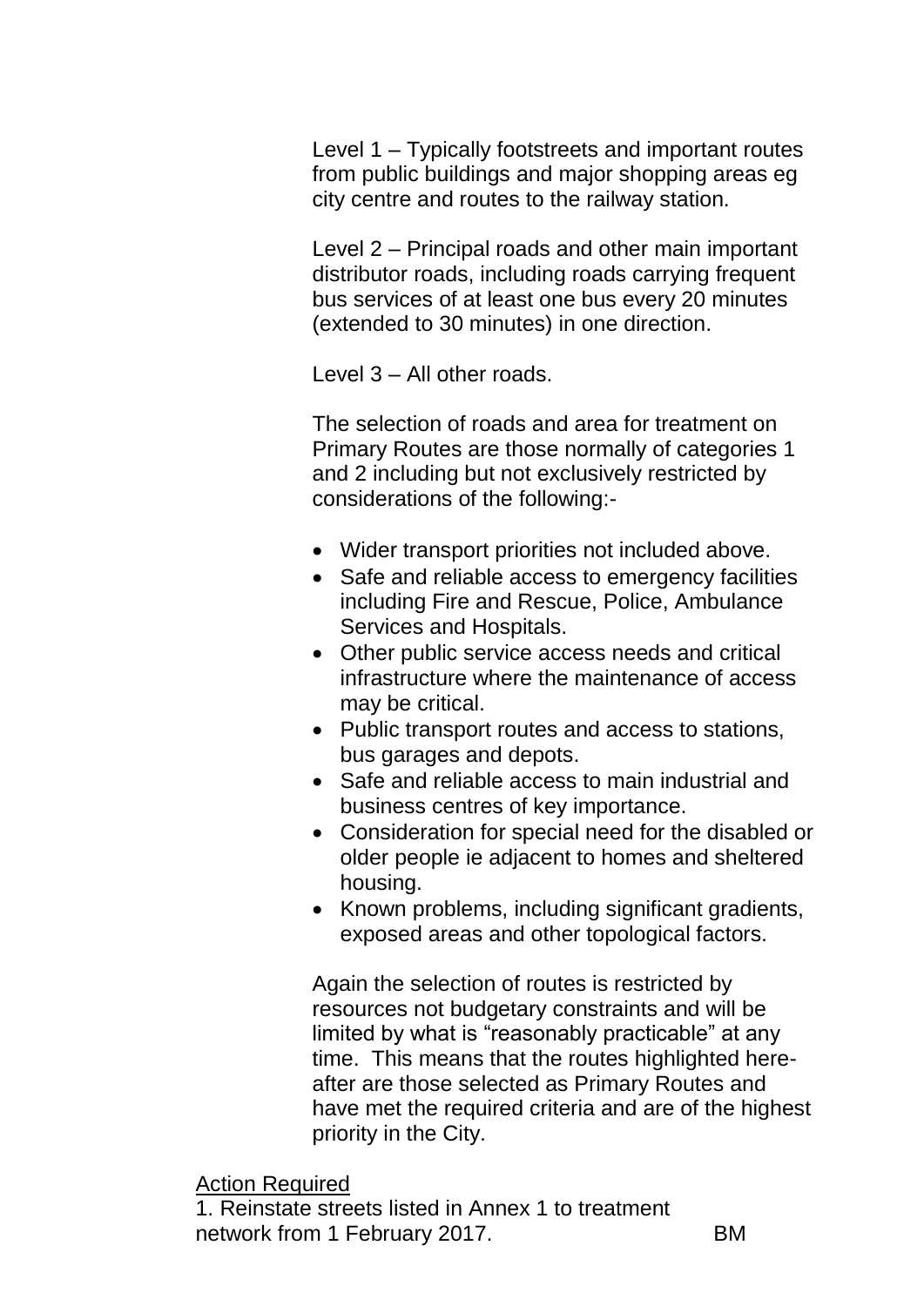Level 1 – Typically footstreets and important routes from public buildings and major shopping areas eg city centre and routes to the railway station.

Level 2 – Principal roads and other main important distributor roads, including roads carrying frequent bus services of at least one bus every 20 minutes (extended to 30 minutes) in one direction.

Level 3 – All other roads.

The selection of roads and area for treatment on Primary Routes are those normally of categories 1 and 2 including but not exclusively restricted by considerations of the following:-

- Wider transport priorities not included above.
- Safe and reliable access to emergency facilities including Fire and Rescue, Police, Ambulance Services and Hospitals.
- Other public service access needs and critical infrastructure where the maintenance of access may be critical.
- Public transport routes and access to stations, bus garages and depots.
- Safe and reliable access to main industrial and business centres of key importance.
- Consideration for special need for the disabled or older people ie adjacent to homes and sheltered housing.
- Known problems, including significant gradients, exposed areas and other topological factors.

Again the selection of routes is restricted by resources not budgetary constraints and will be limited by what is "reasonably practicable" at any time. This means that the routes highlighted here-after are those selected as Primary Routes and have met the required criteria and are of the highest priority in the City.

<u>Action Required</u>

1. Reinstate streets listed in Annex 1 to treatment network from 1 February 2017. BM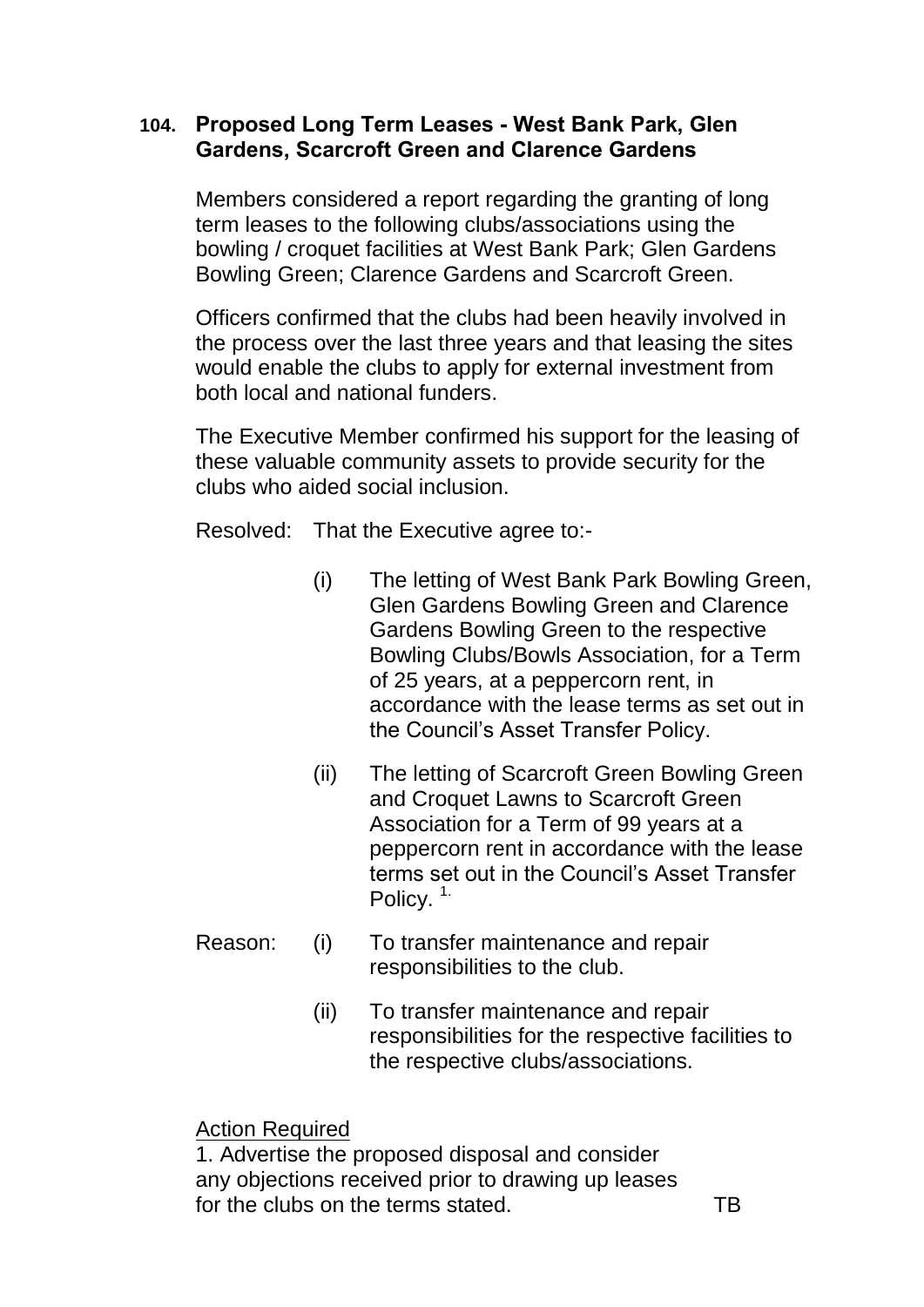**104. Proposed Long Term Leases - West Bank Park, Glen Gardens, Scarcroft Green and Clarence Gardens**

Members considered a report regarding the granting of long term leases to the following clubs/associations using the bowling / croquet facilities at West Bank Park; Glen Gardens Bowling Green; Clarence Gardens and Scarcroft Green.

Officers confirmed that the clubs had been heavily involved in the process over the last three years and that leasing the sites would enable the clubs to apply for external investment from both local and national funders.

The Executive Member confirmed his support for the leasing of these valuable community assets to provide security for the clubs who aided social inclusion.

Resolved: That the Executive agree to:-

(i) The letting of West Bank Park Bowling Green, Glen Gardens Bowling Green and Clarence Gardens Bowling Green to the respective Bowling Clubs/Bowls Association, for a Term of 25 years, at a peppercorn rent, in accordance with the lease terms as set out in the Council's Asset Transfer Policy.

(ii) The letting of Scarcroft Green Bowling Green and Croquet Lawns to Scarcroft Green Association for a Term of 99 years at a peppercorn rent in accordance with the lease terms set out in the Council's Asset Transfer Policy. [1.]

Reason: (i) To transfer maintenance and repair responsibilities to the club.

(ii) To transfer maintenance and repair responsibilities for the respective facilities to the respective clubs/associations.

Action Required

1. Advertise the proposed disposal and consider any objections received prior to drawing up leases for the clubs on the terms stated. TB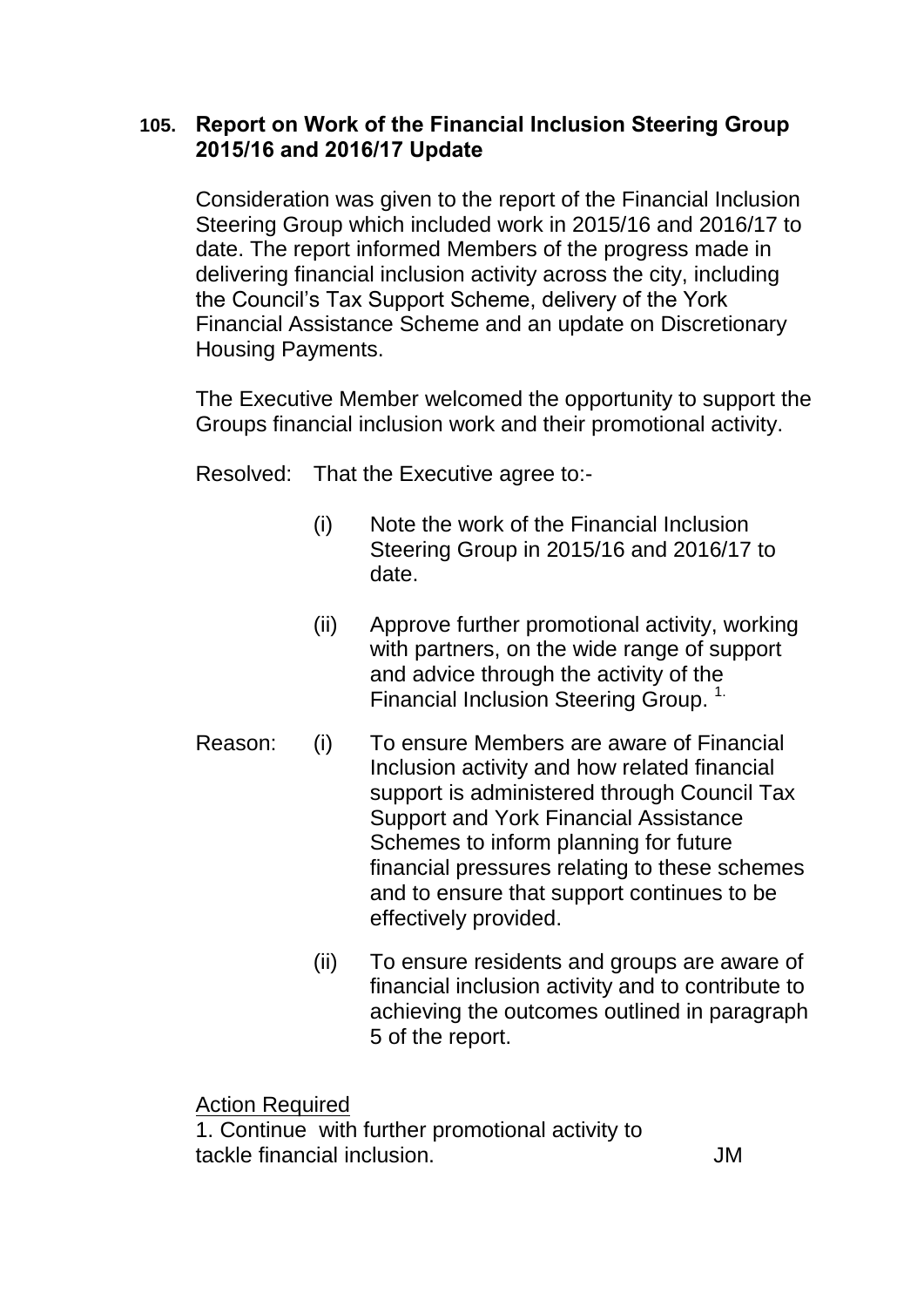## 105. Report on Work of the Financial Inclusion Steering Group 2015/16 and 2016/17 Update

Consideration was given to the report of the Financial Inclusion Steering Group which included work in 2015/16 and 2016/17 to date. The report informed Members of the progress made in delivering financial inclusion activity across the city, including the Council's Tax Support Scheme, delivery of the York Financial Assistance Scheme and an update on Discretionary Housing Payments.

The Executive Member welcomed the opportunity to support the Groups financial inclusion work and their promotional activity.

Resolved: That the Executive agree to:-

(i) Note the work of the Financial Inclusion Steering Group in 2015/16 and 2016/17 to date.

(ii) Approve further promotional activity, working with partners, on the wide range of support and advice through the activity of the Financial Inclusion Steering Group. [1.]

Reason: (i) To ensure Members are aware of Financial Inclusion activity and how related financial support is administered through Council Tax Support and York Financial Assistance Schemes to inform planning for future financial pressures relating to these schemes and to ensure that support continues to be effectively provided.

(ii) To ensure residents and groups are aware of financial inclusion activity and to contribute to achieving the outcomes outlined in paragraph 5 of the report.

<u>Action Required</u>

1. Continue with further promotional activity to tackle financial inclusion. JM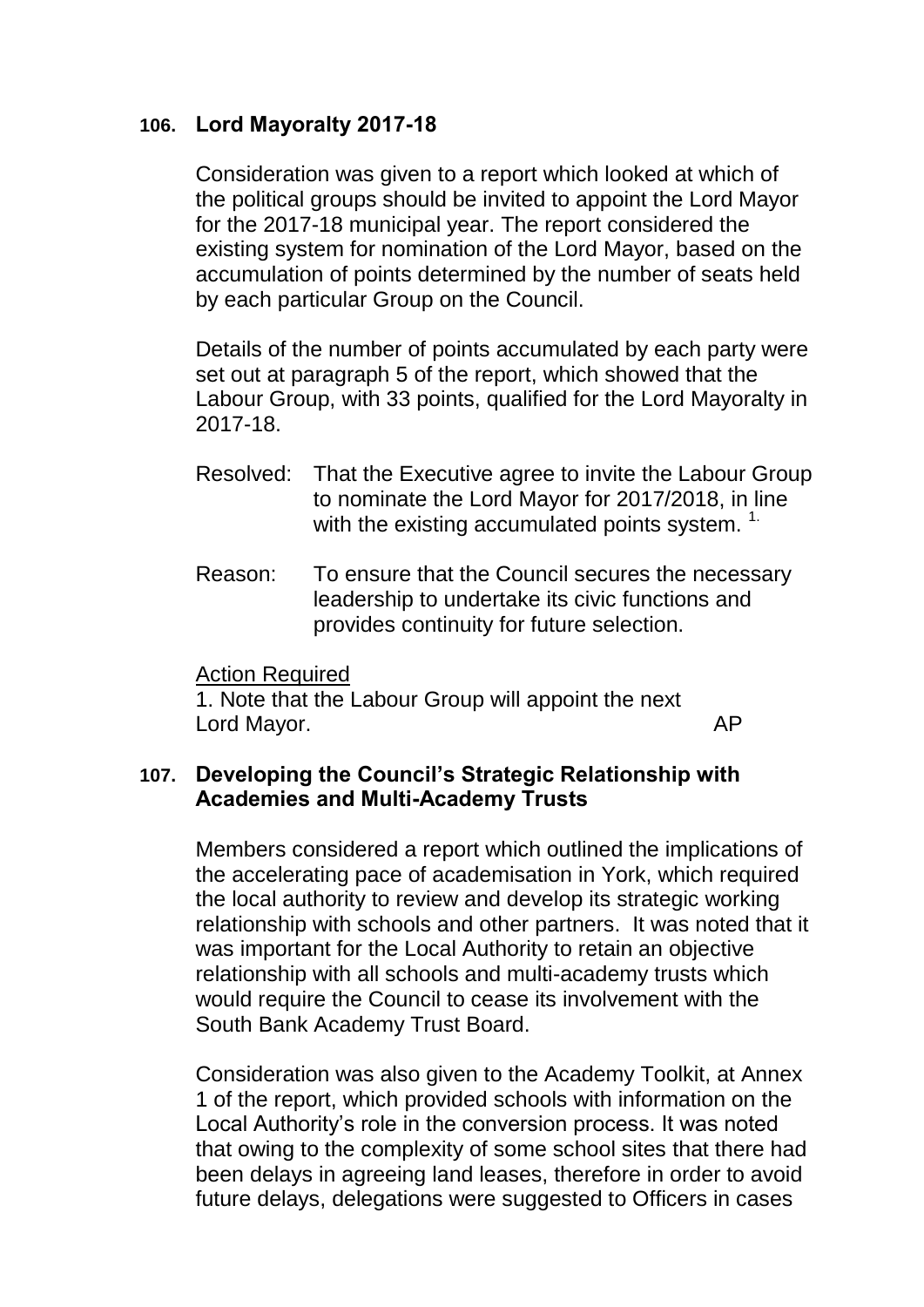### 106. Lord Mayoralty 2017-18

Consideration was given to a report which looked at which of the political groups should be invited to appoint the Lord Mayor for the 2017-18 municipal year. The report considered the existing system for nomination of the Lord Mayor, based on the accumulation of points determined by the number of seats held by each particular Group on the Council.

Details of the number of points accumulated by each party were set out at paragraph 5 of the report, which showed that the Labour Group, with 33 points, qualified for the Lord Mayoralty in 2017-18.

Resolved: That the Executive agree to invite the Labour Group to nominate the Lord Mayor for 2017/2018, in line with the existing accumulated points system. [1.]

Reason: To ensure that the Council secures the necessary leadership to undertake its civic functions and provides continuity for future selection.

Action Required

1. Note that the Labour Group will appoint the next Lord Mayor. AP

### 107. Developing the Council's Strategic Relationship with Academies and Multi-Academy Trusts

Members considered a report which outlined the implications of the accelerating pace of academisation in York, which required the local authority to review and develop its strategic working relationship with schools and other partners. It was noted that it was important for the Local Authority to retain an objective relationship with all schools and multi-academy trusts which would require the Council to cease its involvement with the South Bank Academy Trust Board.

Consideration was also given to the Academy Toolkit, at Annex 1 of the report, which provided schools with information on the Local Authority's role in the conversion process. It was noted that owing to the complexity of some school sites that there had been delays in agreeing land leases, therefore in order to avoid future delays, delegations were suggested to Officers in cases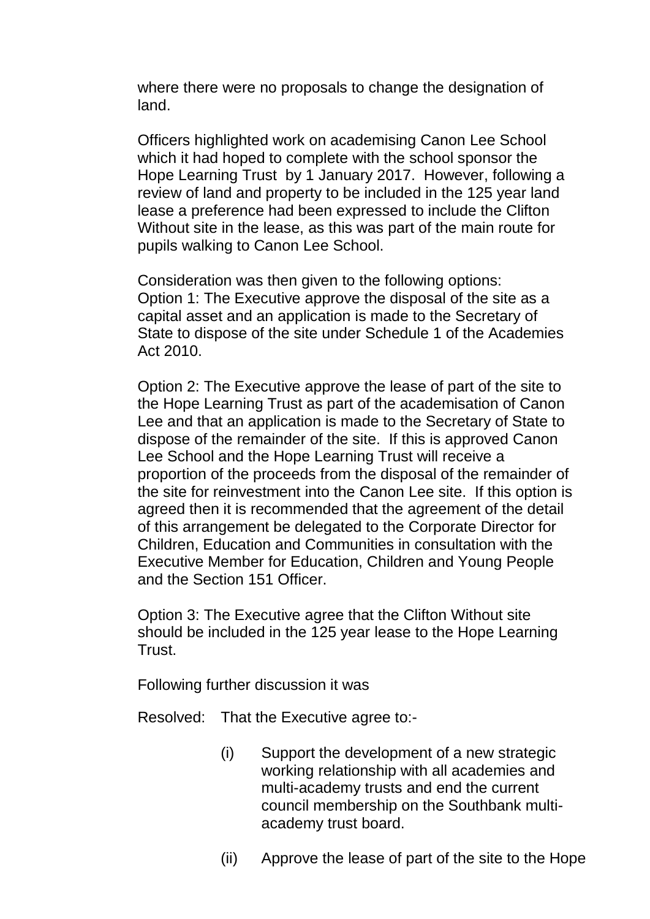where there were no proposals to change the designation of land.

Officers highlighted work on academising Canon Lee School which it had hoped to complete with the school sponsor the Hope Learning Trust by 1 January 2017. However, following a review of land and property to be included in the 125 year land lease a preference had been expressed to include the Clifton Without site in the lease, as this was part of the main route for pupils walking to Canon Lee School.

Consideration was then given to the following options:
Option 1: The Executive approve the disposal of the site as a capital asset and an application is made to the Secretary of State to dispose of the site under Schedule 1 of the Academies Act 2010.

Option 2: The Executive approve the lease of part of the site to the Hope Learning Trust as part of the academisation of Canon Lee and that an application is made to the Secretary of State to dispose of the remainder of the site. If this is approved Canon Lee School and the Hope Learning Trust will receive a proportion of the proceeds from the disposal of the remainder of the site for reinvestment into the Canon Lee site. If this option is agreed then it is recommended that the agreement of the detail of this arrangement be delegated to the Corporate Director for Children, Education and Communities in consultation with the Executive Member for Education, Children and Young People and the Section 151 Officer.

Option 3: The Executive agree that the Clifton Without site should be included in the 125 year lease to the Hope Learning Trust.

Following further discussion it was

Resolved: That the Executive agree to:-

(i) Support the development of a new strategic working relationship with all academies and multi-academy trusts and end the current council membership on the Southbank multi-academy trust board.

(ii) Approve the lease of part of the site to the Hope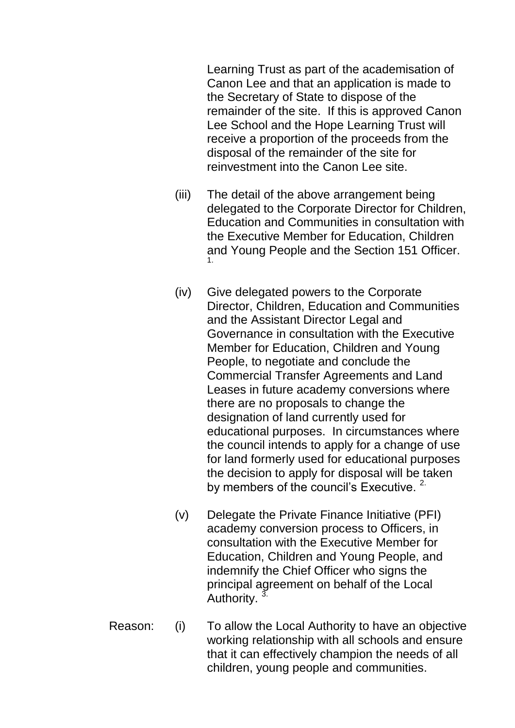Learning Trust as part of the academisation of Canon Lee and that an application is made to the Secretary of State to dispose of the remainder of the site. If this is approved Canon Lee School and the Hope Learning Trust will receive a proportion of the proceeds from the disposal of the remainder of the site for reinvestment into the Canon Lee site.

(iii) The detail of the above arrangement being delegated to the Corporate Director for Children, Education and Communities in consultation with the Executive Member for Education, Children and Young People and the Section 151 Officer. [1.]

(iv) Give delegated powers to the Corporate Director, Children, Education and Communities and the Assistant Director Legal and Governance in consultation with the Executive Member for Education, Children and Young People, to negotiate and conclude the Commercial Transfer Agreements and Land Leases in future academy conversions where there are no proposals to change the designation of land currently used for educational purposes. In circumstances where the council intends to apply for a change of use for land formerly used for educational purposes the decision to apply for disposal will be taken by members of the council's Executive. [2.]

(v) Delegate the Private Finance Initiative (PFI) academy conversion process to Officers, in consultation with the Executive Member for Education, Children and Young People, and indemnify the Chief Officer who signs the principal agreement on behalf of the Local Authority. [3.]

Reason: (i) To allow the Local Authority to have an objective working relationship with all schools and ensure that it can effectively champion the needs of all children, young people and communities.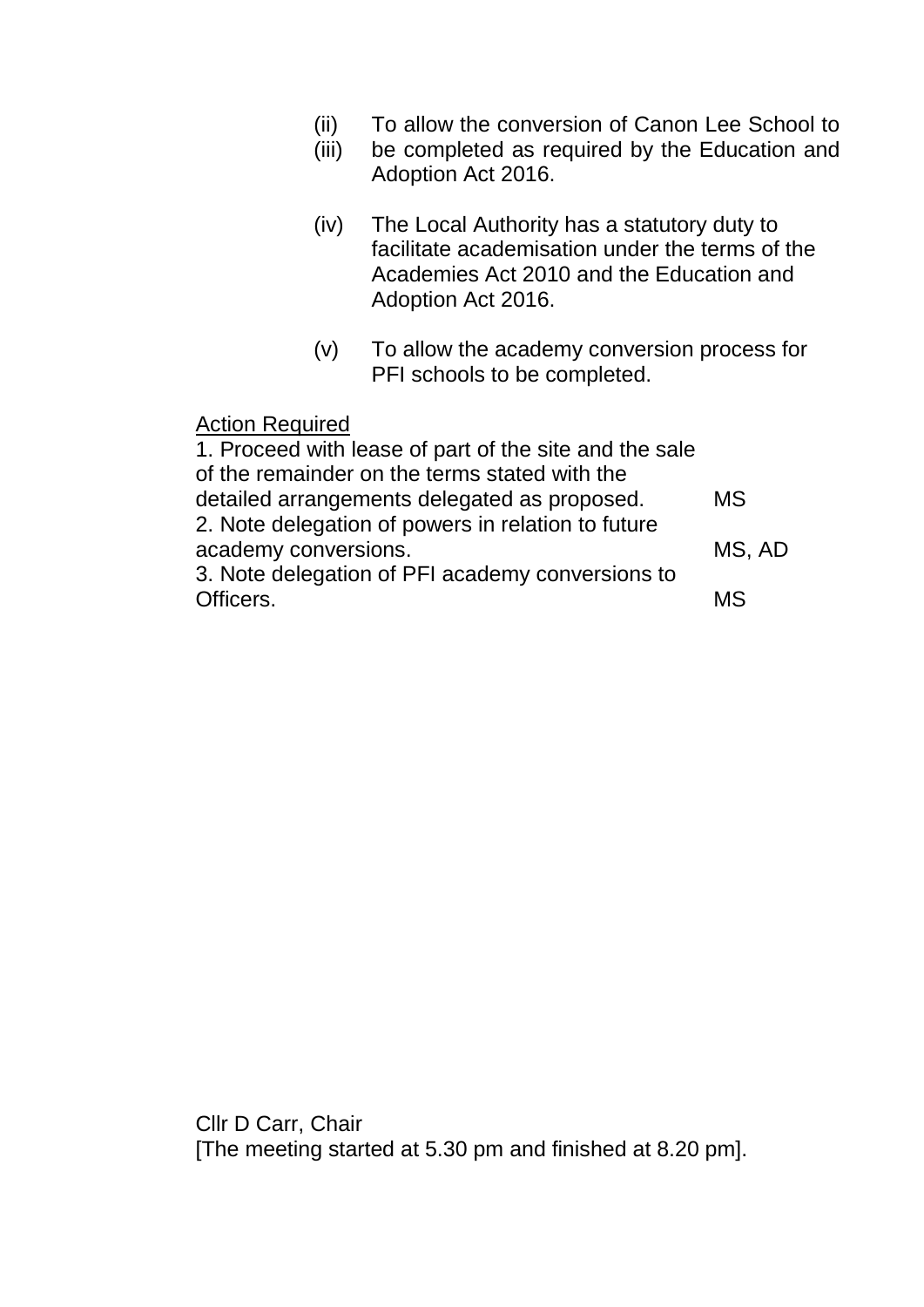(ii) To allow the conversion of Canon Lee School to
(iii) be completed as required by the Education and Adoption Act 2016.

(iv) The Local Authority has a statutory duty to facilitate academisation under the terms of the Academies Act 2010 and the Education and Adoption Act 2016.

(v) To allow the academy conversion process for PFI schools to be completed.

<u>Action Required</u>

| | |
|---|---|
| 1. Proceed with lease of part of the site and the sale of the remainder on the terms stated with the detailed arrangements delegated as proposed. | MS |
| 2. Note delegation of powers in relation to future academy conversions. | MS, AD |
| 3. Note delegation of PFI academy conversions to Officers. | MS |

Cllr D Carr, Chair
[The meeting started at 5.30 pm and finished at 8.20 pm].